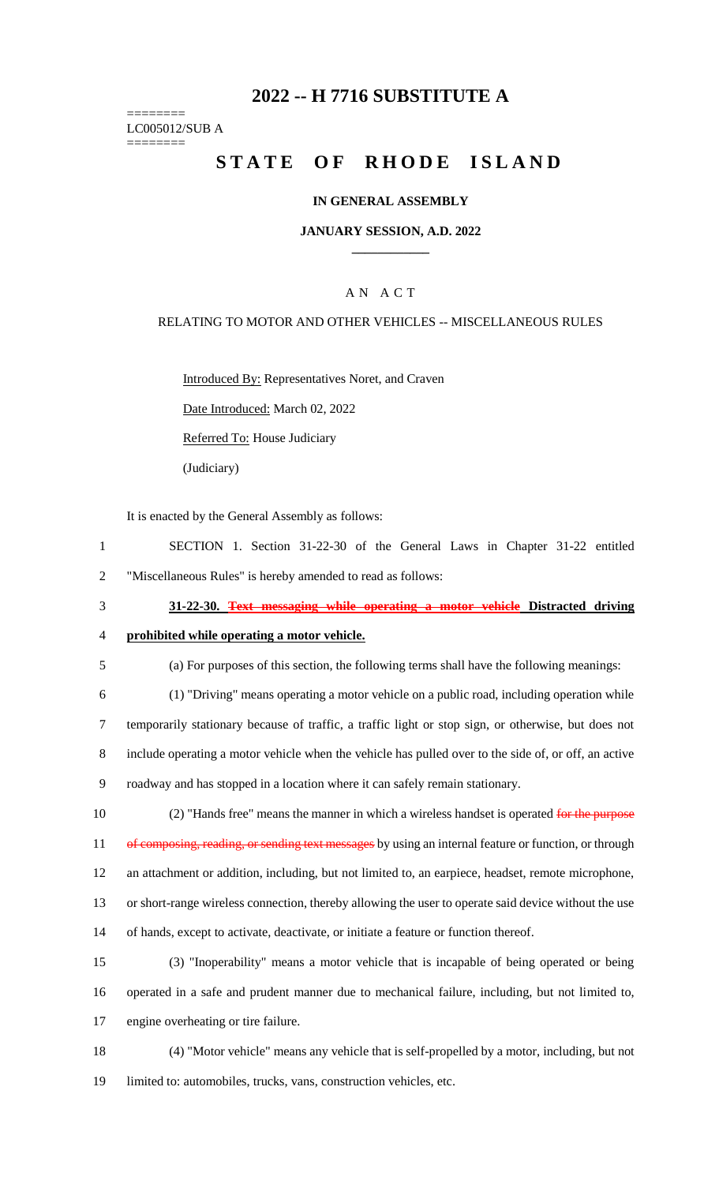# 2022 -- H 7716 SUBSTITUTE A

========
LC005012/SUB A
========

# STATE OF RHODE ISLAND

## IN GENERAL ASSEMBLY

## JANUARY SESSION, A.D. 2022

____________

A N A C T

RELATING TO MOTOR AND OTHER VEHICLES -- MISCELLANEOUS RULES

Introduced By: Representatives Noret, and Craven

Date Introduced: March 02, 2022

Referred To: House Judiciary

(Judiciary)

It is enacted by the General Assembly as follows:

1 SECTION 1. Section 31-22-30 of the General Laws in Chapter 31-22 entitled
2 "Miscellaneous Rules" is hereby amended to read as follows:

3 **31-22-30. ~~Text messaging while operating a motor vehicle~~ Distracted driving**
4 **prohibited while operating a motor vehicle.**

5 (a) For purposes of this section, the following terms shall have the following meanings:

6 (1) "Driving" means operating a motor vehicle on a public road, including operation while
7 temporarily stationary because of traffic, a traffic light or stop sign, or otherwise, but does not
8 include operating a motor vehicle when the vehicle has pulled over to the side of, or off, an active
9 roadway and has stopped in a location where it can safely remain stationary.

10 (2) "Hands free" means the manner in which a wireless handset is operated ~~for the purpose~~
11 ~~of composing, reading, or sending text messages~~ by using an internal feature or function, or through
12 an attachment or addition, including, but not limited to, an earpiece, headset, remote microphone,
13 or short-range wireless connection, thereby allowing the user to operate said device without the use
14 of hands, except to activate, deactivate, or initiate a feature or function thereof.

15 (3) "Inoperability" means a motor vehicle that is incapable of being operated or being
16 operated in a safe and prudent manner due to mechanical failure, including, but not limited to,
17 engine overheating or tire failure.

18 (4) "Motor vehicle" means any vehicle that is self-propelled by a motor, including, but not
19 limited to: automobiles, trucks, vans, construction vehicles, etc.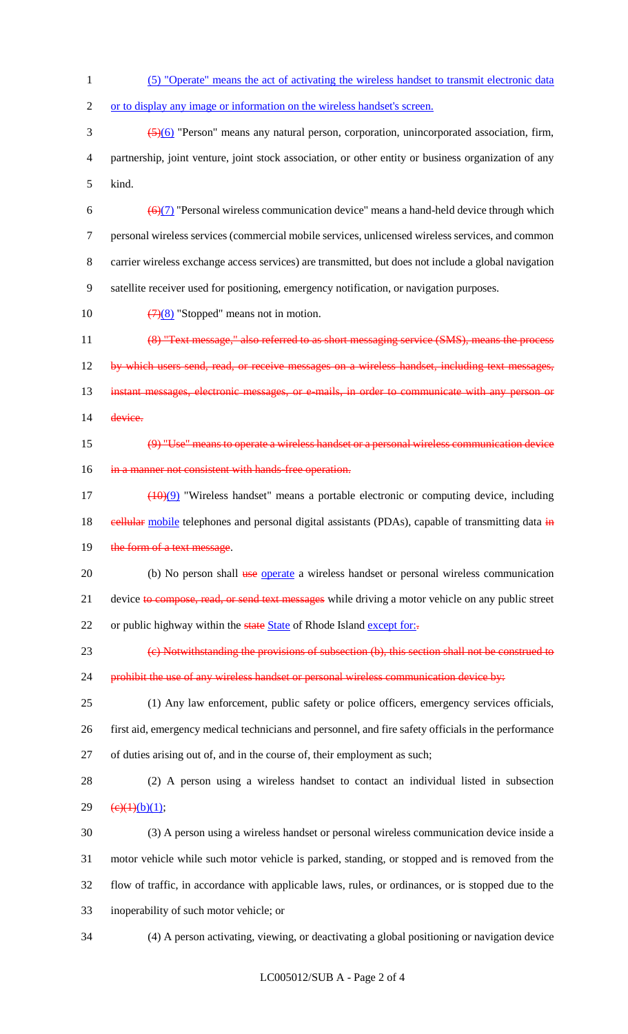(5) "Operate" means the act of activating the wireless handset to transmit electronic data or to display any image or information on the wireless handset's screen.

~~(5)~~(6) "Person" means any natural person, corporation, unincorporated association, firm, partnership, joint venture, joint stock association, or other entity or business organization of any kind.

~~(6)~~(7) "Personal wireless communication device" means a hand-held device through which personal wireless services (commercial mobile services, unlicensed wireless services, and common carrier wireless exchange access services) are transmitted, but does not include a global navigation satellite receiver used for positioning, emergency notification, or navigation purposes.

~~(7)~~(8) "Stopped" means not in motion.

~~(8) "Text message," also referred to as short messaging service (SMS), means the process by which users send, read, or receive messages on a wireless handset, including text messages, instant messages, electronic messages, or e-mails, in order to communicate with any person or device.~~

~~(9) "Use" means to operate a wireless handset or a personal wireless communication device in a manner not consistent with hands-free operation.~~

~~(10)~~(9) "Wireless handset" means a portable electronic or computing device, including ~~cellular~~ mobile telephones and personal digital assistants (PDAs), capable of transmitting data ~~in the form of a text message~~.

(b) No person shall ~~use~~ operate a wireless handset or personal wireless communication device ~~to compose, read, or send text messages~~ while driving a motor vehicle on any public street or public highway within the ~~state~~ State of Rhode Island except for:~~.~~

~~(c) Notwithstanding the provisions of subsection (b), this section shall not be construed to prohibit the use of any wireless handset or personal wireless communication device by:~~

(1) Any law enforcement, public safety or police officers, emergency services officials, first aid, emergency medical technicians and personnel, and fire safety officials in the performance of duties arising out of, and in the course of, their employment as such;

(2) A person using a wireless handset to contact an individual listed in subsection ~~(c)(1)~~(b)(1);

(3) A person using a wireless handset or personal wireless communication device inside a motor vehicle while such motor vehicle is parked, standing, or stopped and is removed from the flow of traffic, in accordance with applicable laws, rules, or ordinances, or is stopped due to the inoperability of such motor vehicle; or

(4) A person activating, viewing, or deactivating a global positioning or navigation device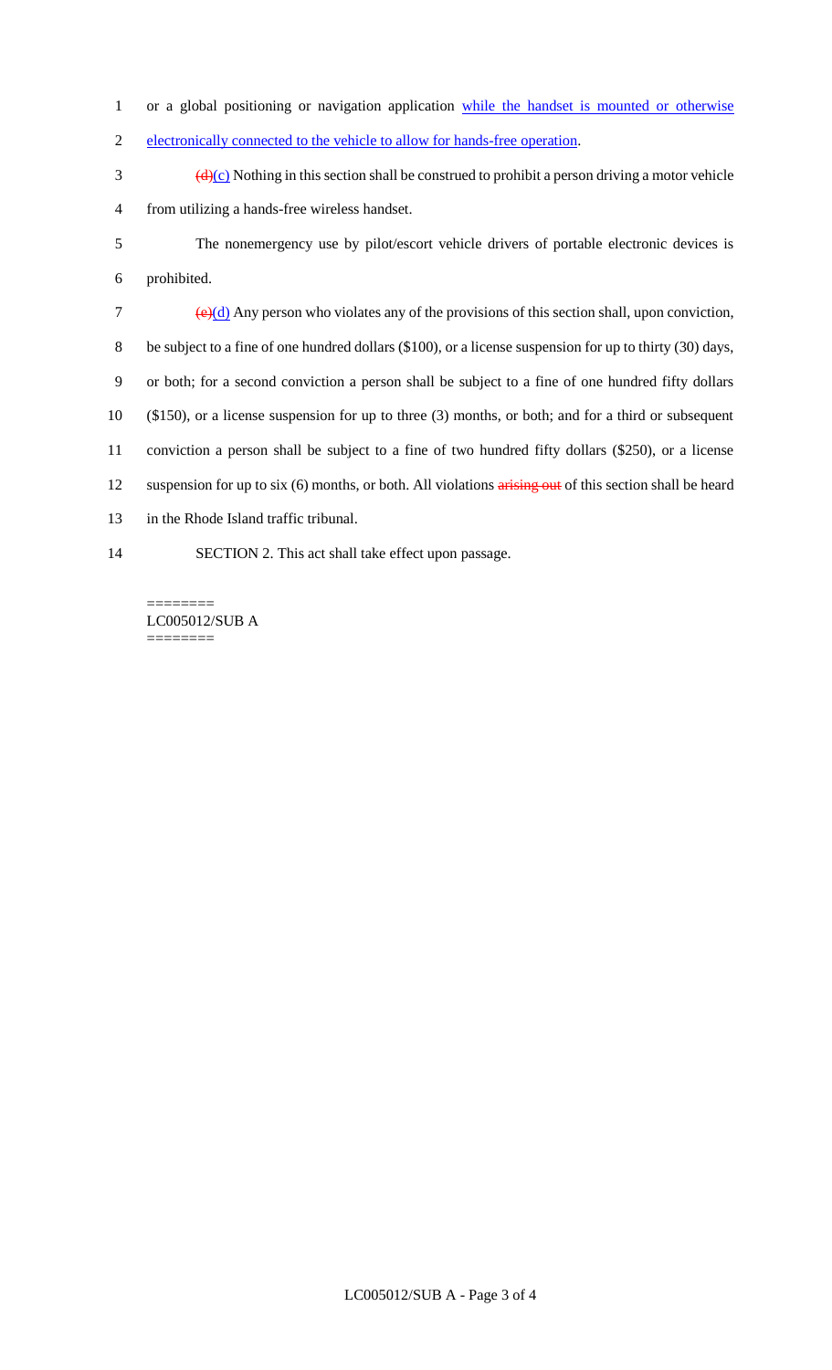or a global positioning or navigation application while the handset is mounted or otherwise electronically connected to the vehicle to allow for hands-free operation.

~~(d)~~(c) Nothing in this section shall be construed to prohibit a person driving a motor vehicle from utilizing a hands-free wireless handset.

The nonemergency use by pilot/escort vehicle drivers of portable electronic devices is prohibited.

~~(e)~~(d) Any person who violates any of the provisions of this section shall, upon conviction, be subject to a fine of one hundred dollars ($100), or a license suspension for up to thirty (30) days, or both; for a second conviction a person shall be subject to a fine of one hundred fifty dollars ($150), or a license suspension for up to three (3) months, or both; and for a third or subsequent conviction a person shall be subject to a fine of two hundred fifty dollars ($250), or a license suspension for up to six (6) months, or both. All violations ~~arising out~~ of this section shall be heard in the Rhode Island traffic tribunal.

SECTION 2. This act shall take effect upon passage.

========
LC005012/SUB A
========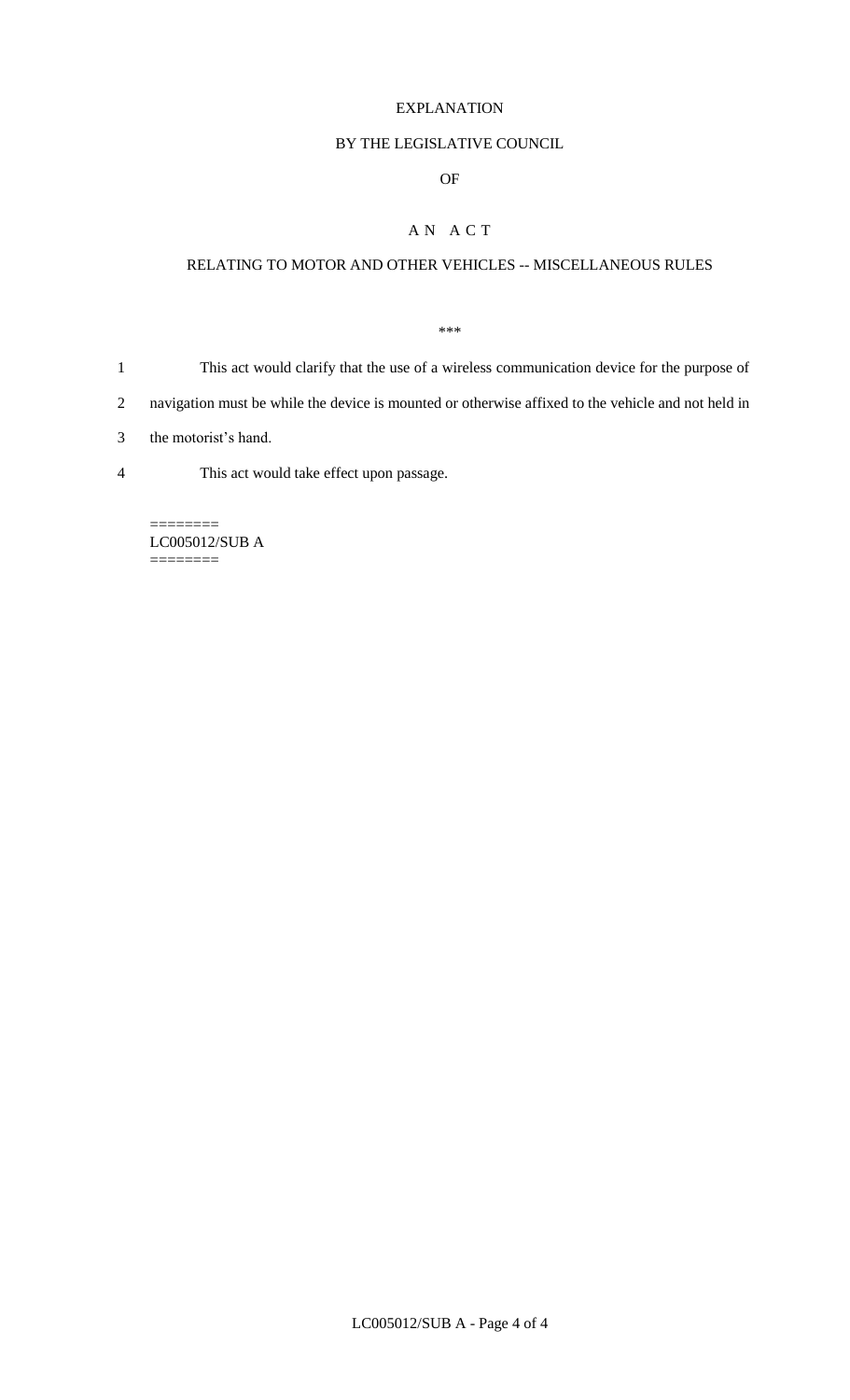EXPLANATION

BY THE LEGISLATIVE COUNCIL

OF

# A N A C T

RELATING TO MOTOR AND OTHER VEHICLES -- MISCELLANEOUS RULES

***

1 This act would clarify that the use of a wireless communication device for the purpose of
2 navigation must be while the device is mounted or otherwise affixed to the vehicle and not held in
3 the motorist's hand.

4 This act would take effect upon passage.

========
LC005012/SUB A
========